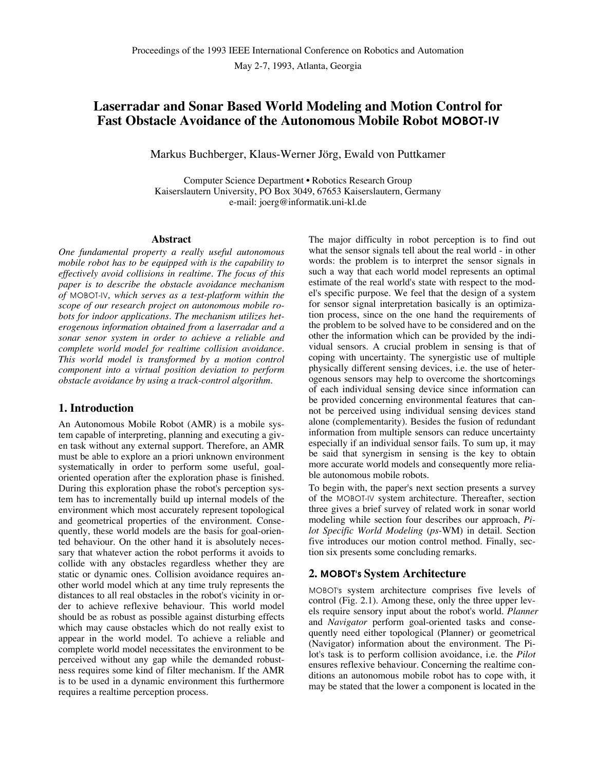Proceedings of the 1993 IEEE International Conference on Robotics and Automation

May 2-7, 1993, Atlanta, Georgia

# Laserradar and Sonar Based World Modeling and Motion Control for Fast Obstacle Avoidance of the Autonomous Mobile Robot MOBOT-IV

Markus Buchberger, Klaus-Werner Jörg, Ewald von Puttkamer

Computer Science Department • Robotics Research Group
Kaiserslautern University, PO Box 3049, 67653 Kaiserslautern, Germany
e-mail: joerg@informatik.uni-kl.de

### Abstract

*One fundamental property a really useful autonomous mobile robot has to be equipped with is the capability to effectively avoid collisions in realtime. The focus of this paper is to describe the obstacle avoidance mechanism of* MOBOT-IV*, which serves as a test-platform within the scope of our research project on autonomous mobile robots for indoor applications. The mechanism utilizes heterogenous information obtained from a laserradar and a sonar senor system in order to achieve a reliable and complete world model for realtime collision avoidance. This world model is transformed by a motion control component into a virtual position deviation to perform obstacle avoidance by using a track-control algorithm.*

## 1. Introduction

An Autonomous Mobile Robot (AMR) is a mobile system capable of interpreting, planning and executing a given task without any external support. Therefore, an AMR must be able to explore an a priori unknown environment systematically in order to perform some useful, goal-oriented operation after the exploration phase is finished. During this exploration phase the robot's perception system has to incrementally build up internal models of the environment which most accurately represent topological and geometrical properties of the environment. Consequently, these world models are the basis for goal-oriented behaviour. On the other hand it is absolutely necessary that whatever action the robot performs it avoids to collide with any obstacles regardless whether they are static or dynamic ones. Collision avoidance requires another world model which at any time truly represents the distances to all real obstacles in the robot's vicinity in order to achieve reflexive behaviour. This world model should be as robust as possible against disturbing effects which may cause obstacles which do not really exist to appear in the world model. To achieve a reliable and complete world model necessitates the environment to be perceived without any gap while the demanded robustness requires some kind of filter mechanism. If the AMR is to be used in a dynamic environment this furthermore requires a realtime perception process.

The major difficulty in robot perception is to find out what the sensor signals tell about the real world - in other words: the problem is to interpret the sensor signals in such a way that each world model represents an optimal estimate of the real world's state with respect to the model's specific purpose. We feel that the design of a system for sensor signal interpretation basically is an optimization process, since on the one hand the requirements of the problem to be solved have to be considered and on the other the information which can be provided by the individual sensors. A crucial problem in sensing is that of coping with uncertainty. The synergistic use of multiple physically different sensing devices, i.e. the use of heterogeneous sensors may help to overcome the shortcomings of each individual sensing device since information can be provided concerning environmental features that cannot be perceived using individual sensing devices stand alone (complementarity). Besides the fusion of redundant information from multiple sensors can reduce uncertainty especially if an individual sensor fails. To sum up, it may be said that synergism in sensing is the key to obtain more accurate world models and consequently more reliable autonomous mobile robots.

To begin with, the paper's next section presents a survey of the MOBOT-IV system architecture. Thereafter, section three gives a brief survey of related work in sonar world modeling while section four describes our approach, *Pilot Specific World Modeling* (*ps*-WM) in detail. Section five introduces our motion control method. Finally, section six presents some concluding remarks.

## 2. MOBOT's System Architecture

MOBOT's system architecture comprises five levels of control (Fig. 2.1). Among these, only the three upper levels require sensory input about the robot's world. *Planner* and *Navigator* perform goal-oriented tasks and consequently need either topological (Planner) or geometrical (Navigator) information about the environment. The Pilot's task is to perform collision avoidance, i.e. the *Pilot* ensures reflexive behaviour. Concerning the realtime conditions an autonomous mobile robot has to cope with, it may be stated that the lower a component is located in the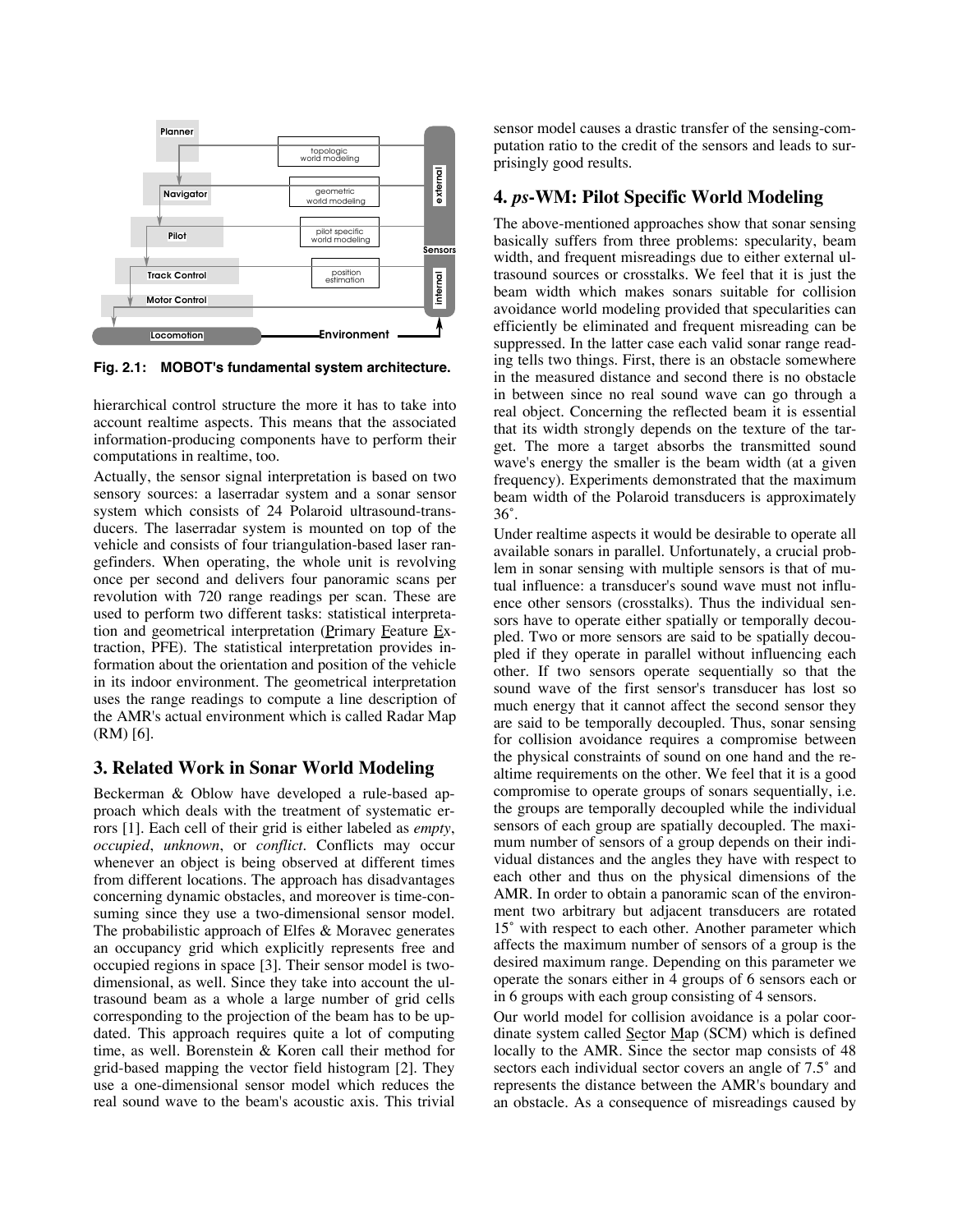Planner

Navigator

Pilot

Track Control

Motor Control

Locomotion

topologic world modeling

geometric world modeling

pilot specific world modeling

position estimation

external

Sensors

internal

Environment

**Fig. 2.1: MOBOT's fundamental system architecture.**

hierarchical control structure the more it has to take into account realtime aspects. This means that the associated information-producing components have to perform their computations in realtime, too.

Actually, the sensor signal interpretation is based on two sensory sources: a laserradar system and a sonar sensor system which consists of 24 Polaroid ultrasound-transducers. The laserradar system is mounted on top of the vehicle and consists of four triangulation-based laser rangefinders. When operating, the whole unit is revolving once per second and delivers four panoramic scans per revolution with 720 range readings per scan. These are used to perform two different tasks: statistical interpretation and geometrical interpretation (Primary Feature Extraction, PFE). The statistical interpretation provides information about the orientation and position of the vehicle in its indoor environment. The geometrical interpretation uses the range readings to compute a line description of the AMR's actual environment which is called Radar Map (RM) [6].

## 3. Related Work in Sonar World Modeling

Beckerman & Oblow have developed a rule-based approach which deals with the treatment of systematic errors [1]. Each cell of their grid is either labeled as *empty*, *occupied*, *unknown*, or *conflict*. Conflicts may occur whenever an object is being observed at different times from different locations. The approach has disadvantages concerning dynamic obstacles, and moreover is time-consuming since they use a two-dimensional sensor model. The probabilistic approach of Elfes & Moravec generates an occupancy grid which explicitly represents free and occupied regions in space [3]. Their sensor model is two-dimensional, as well. Since they take into account the ultrasound beam as a whole a large number of grid cells corresponding to the projection of the beam has to be updated. This approach requires quite a lot of computing time, as well. Borenstein & Koren call their method for grid-based mapping the vector field histogram [2]. They use a one-dimensional sensor model which reduces the real sound wave to the beam's acoustic axis. This trivial sensor model causes a drastic transfer of the sensing-computation ratio to the credit of the sensors and leads to surprisingly good results.

## 4. *ps*-WM: Pilot Specific World Modeling

The above-mentioned approaches show that sonar sensing basically suffers from three problems: specularity, beam width, and frequent misreadings due to either external ultrasound sources or crosstalks. We feel that it is just the beam width which makes sonars suitable for collision avoidance world modeling provided that specularities can efficiently be eliminated and frequent misreading can be suppressed. In the latter case each valid sonar range reading tells two things. First, there is an obstacle somewhere in the measured distance and second there is no obstacle in between since no real sound wave can go through a real object. Concerning the reflected beam it is essential that its width strongly depends on the texture of the target. The more a target absorbs the transmitted sound wave's energy the smaller is the beam width (at a given frequency). Experiments demonstrated that the maximum beam width of the Polaroid transducers is approximately 36˚.

Under realtime aspects it would be desirable to operate all available sonars in parallel. Unfortunately, a crucial problem in sonar sensing with multiple sensors is that of mutual influence: a transducer's sound wave must not influence other sensors (crosstalks). Thus the individual sensors have to operate either spatially or temporally decoupled. Two or more sensors are said to be spatially decoupled if they operate in parallel without influencing each other. If two sensors operate sequentially so that the sound wave of the first sensor's transducer has lost so much energy that it cannot affect the second sensor they are said to be temporally decoupled. Thus, sonar sensing for collision avoidance requires a compromise between the physical constraints of sound on one hand and the realtime requirements on the other. We feel that it is a good compromise to operate groups of sonars sequentially, i.e. the groups are temporally decoupled while the individual sensors of each group are spatially decoupled. The maximum number of sensors of a group depends on their individual distances and the angles they have with respect to each other and thus on the physical dimensions of the AMR. In order to obtain a panoramic scan of the environment two arbitrary but adjacent transducers are rotated 15˚ with respect to each other. Another parameter which affects the maximum number of sensors of a group is the desired maximum range. Depending on this parameter we operate the sonars either in 4 groups of 6 sensors each or in 6 groups with each group consisting of 4 sensors.

Our world model for collision avoidance is a polar coordinate system called Sector Map (SCM) which is defined locally to the AMR. Since the sector map consists of 48 sectors each individual sector covers an angle of 7.5˚ and represents the distance between the AMR's boundary and an obstacle. As a consequence of misreadings caused by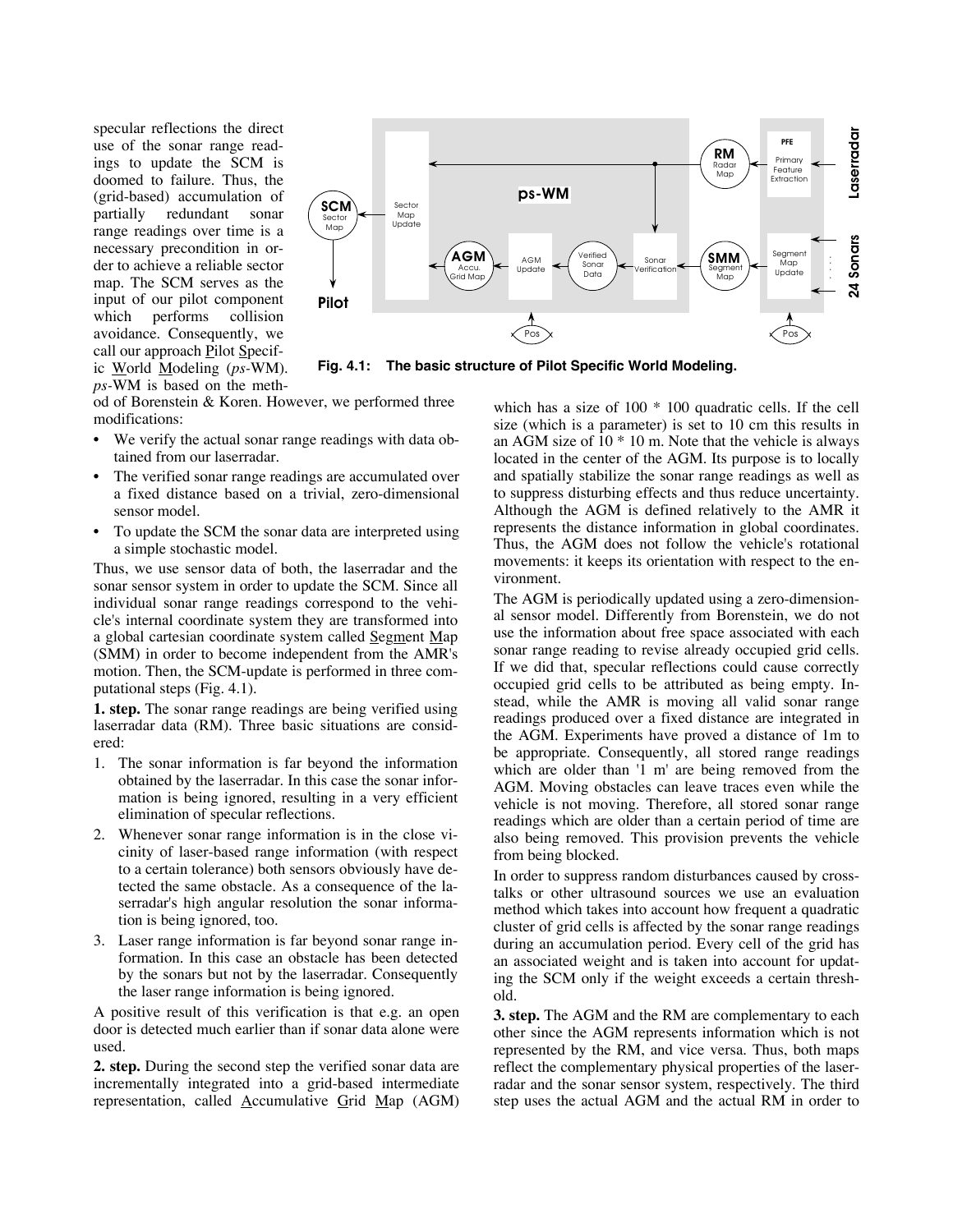specular reflections the direct use of the sonar range readings to update the SCM is doomed to failure. Thus, the (grid-based) accumulation of partially redundant sonar range readings over time is a necessary precondition in order to achieve a reliable sector map. The SCM serves as the input of our pilot component which performs collision avoidance. Consequently, we call our approach Pilot Specific World Modeling (*ps*-WM). *ps*-WM is based on the method of Borenstein & Koren. However, we performed three modifications:

**Fig. 4.1: The basic structure of Pilot Specific World Modeling.**

- We verify the actual sonar range readings with data obtained from our laserradar.
- The verified sonar range readings are accumulated over a fixed distance based on a trivial, zero-dimensional sensor model.
- To update the SCM the sonar data are interpreted using a simple stochastic model.

Thus, we use sensor data of both, the laserradar and the sonar sensor system in order to update the SCM. Since all individual sonar range readings correspond to the vehicle's internal coordinate system they are transformed into a global cartesian coordinate system called Segment Map (SMM) in order to become independent from the AMR's motion. Then, the SCM-update is performed in three computational steps (Fig. 4.1).

**1. step.** The sonar range readings are being verified using laserradar data (RM). Three basic situations are considered:

1. The sonar information is far beyond the information obtained by the laserradar. In this case the sonar information is being ignored, resulting in a very efficient elimination of specular reflections.
2. Whenever sonar range information is in the close vicinity of laser-based range information (with respect to a certain tolerance) both sensors obviously have detected the same obstacle. As a consequence of the laserradar's high angular resolution the sonar information is being ignored, too.
3. Laser range information is far beyond sonar range information. In this case an obstacle has been detected by the sonars but not by the laserradar. Consequently the laser range information is being ignored.

A positive result of this verification is that e.g. an open door is detected much earlier than if sonar data alone were used.

**2. step.** During the second step the verified sonar data are incrementally integrated into a grid-based intermediate representation, called Accumulative Grid Map (AGM) which has a size of 100 * 100 quadratic cells. If the cell size (which is a parameter) is set to 10 cm this results in an AGM size of 10 * 10 m. Note that the vehicle is always located in the center of the AGM. Its purpose is to locally and spatially stabilize the sonar range readings as well as to suppress disturbing effects and thus reduce uncertainty. Although the AGM is defined relatively to the AMR it represents the distance information in global coordinates. Thus, the AGM does not follow the vehicle's rotational movements: it keeps its orientation with respect to the environment.

The AGM is periodically updated using a zero-dimensional sensor model. Differently from Borenstein, we do not use the information about free space associated with each sonar range reading to revise already occupied grid cells. If we did that, specular reflections could cause correctly occupied grid cells to be attributed as being empty. Instead, while the AMR is moving all valid sonar range readings produced over a fixed distance are integrated in the AGM. Experiments have proved a distance of 1m to be appropriate. Consequently, all stored range readings which are older than '1 m' are being removed from the AGM. Moving obstacles can leave traces even while the vehicle is not moving. Therefore, all stored sonar range readings which are older than a certain period of time are also being removed. This provision prevents the vehicle from being blocked.

In order to suppress random disturbances caused by crosstalks or other ultrasound sources we use an evaluation method which takes into account how frequent a quadratic cluster of grid cells is affected by the sonar range readings during an accumulation period. Every cell of the grid has an associated weight and is taken into account for updating the SCM only if the weight exceeds a certain threshold.

**3. step.** The AGM and the RM are complementary to each other since the AGM represents information which is not represented by the RM, and vice versa. Thus, both maps reflect the complementary physical properties of the laserradar and the sonar sensor system, respectively. The third step uses the actual AGM and the actual RM in order to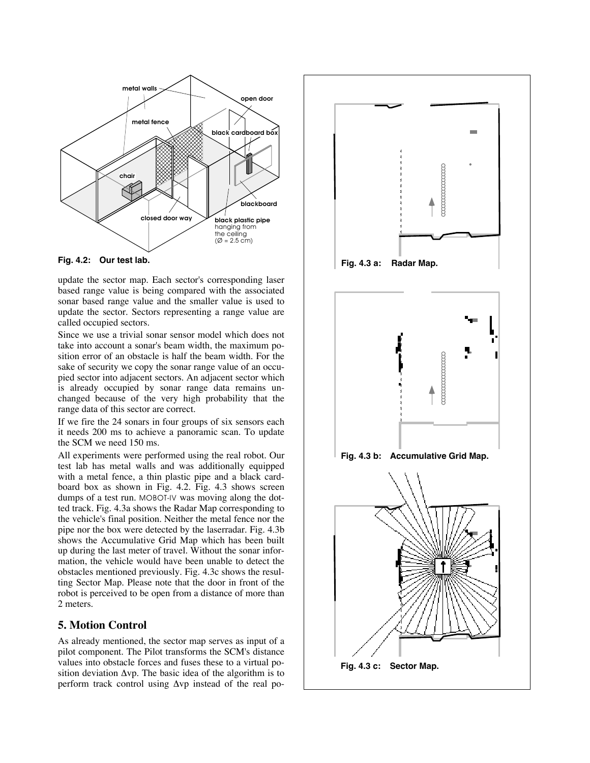Fig. 4.2: Our test lab.

update the sector map. Each sector's corresponding laser based range value is being compared with the associated sonar based range value and the smaller value is used to update the sector. Sectors representing a range value are called occupied sectors.

Since we use a trivial sonar sensor model which does not take into account a sonar's beam width, the maximum position error of an obstacle is half the beam width. For the sake of security we copy the sonar range value of an occupied sector into adjacent sectors. An adjacent sector which is already occupied by sonar range data remains unchanged because of the very high probability that the range data of this sector are correct.

If we fire the 24 sonars in four groups of six sensors each it needs 200 ms to achieve a panoramic scan. To update the SCM we need 150 ms.

All experiments were performed using the real robot. Our test lab has metal walls and was additionally equipped with a metal fence, a thin plastic pipe and a black cardboard box as shown in Fig. 4.2. Fig. 4.3 shows screen dumps of a test run. MOBOT-IV was moving along the dotted track. Fig. 4.3a shows the Radar Map corresponding to the vehicle's final position. Neither the metal fence nor the pipe nor the box were detected by the laserradar. Fig. 4.3b shows the Accumulative Grid Map which has been built up during the last meter of travel. Without the sonar information, the vehicle would have been unable to detect the obstacles mentioned previously. Fig. 4.3c shows the resulting Sector Map. Please note that the door in front of the robot is perceived to be open from a distance of more than 2 meters.

## 5. Motion Control

As already mentioned, the sector map serves as input of a pilot component. The Pilot transforms the SCM's distance values into obstacle forces and fuses these to a virtual position deviation $\Delta vp$. The basic idea of the algorithm is to perform track control using $\Delta vp$ instead of the real po-

Fig. 4.3 a: Radar Map.

Fig. 4.3 b: Accumulative Grid Map.

Fig. 4.3 c: Sector Map.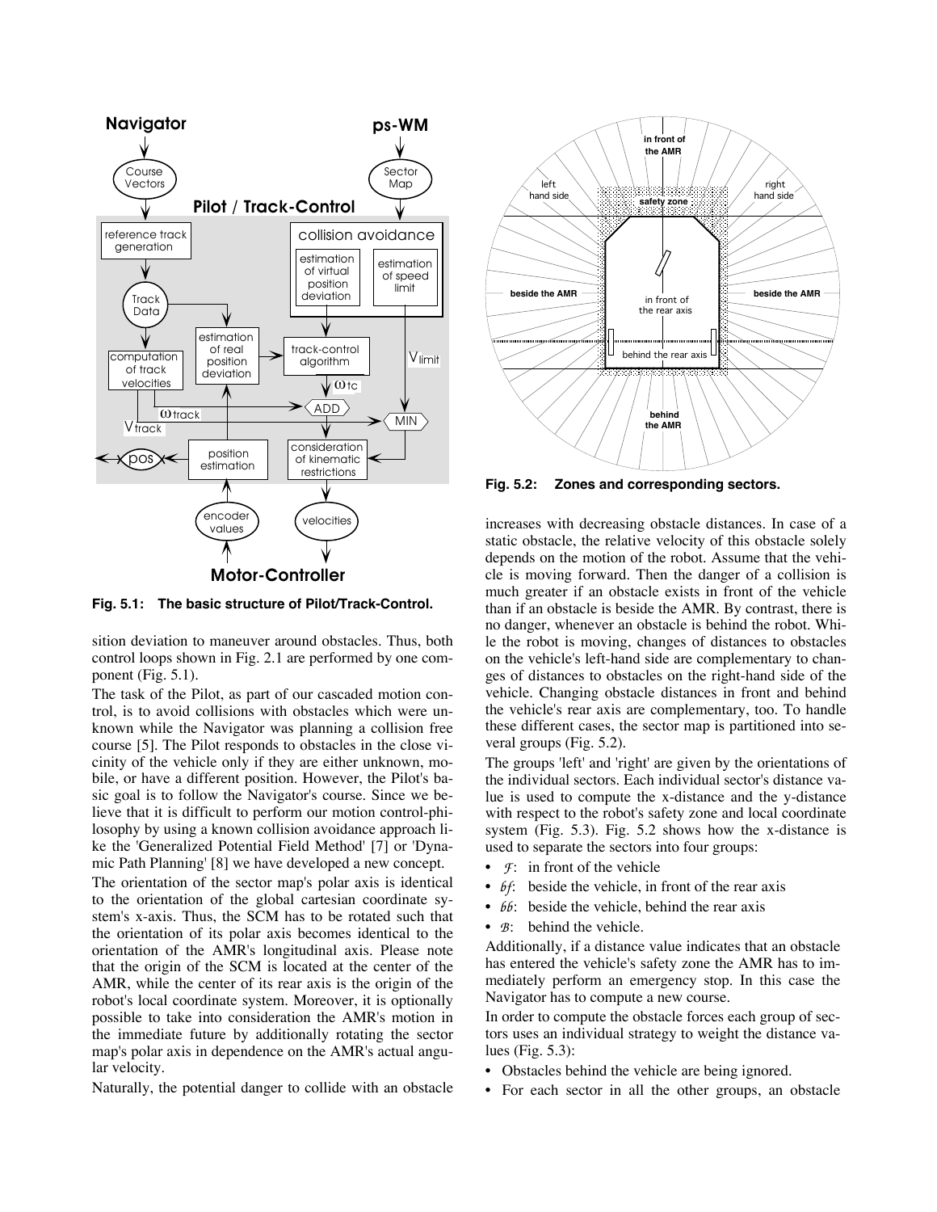Fig. 5.1: The basic structure of Pilot/Track-Control.

sition deviation to maneuver around obstacles. Thus, both control loops shown in Fig. 2.1 are performed by one component (Fig. 5.1).

The task of the Pilot, as part of our cascaded motion control, is to avoid collisions with obstacles which were unknown while the Navigator was planning a collision free course [5]. The Pilot responds to obstacles in the close vicinity of the vehicle only if they are either unknown, mobile, or have a different position. However, the Pilot's basic goal is to follow the Navigator's course. Since we believe that it is difficult to perform our motion control-philosophy by using a known collision avoidance approach like the 'Generalized Potential Field Method' [7] or 'Dynamic Path Planning' [8] we have developed a new concept.

The orientation of the sector map's polar axis is identical to the orientation of the global cartesian coordinate system's x-axis. Thus, the SCM has to be rotated such that the orientation of its polar axis becomes identical to the orientation of the AMR's longitudinal axis. Please note that the origin of the SCM is located at the center of the AMR, while the center of its rear axis is the origin of the robot's local coordinate system. Moreover, it is optionally possible to take into consideration the AMR's motion in the immediate future by additionally rotating the sector map's polar axis in dependence on the AMR's actual angular velocity.

Naturally, the potential danger to collide with an obstacle increases with decreasing obstacle distances. In case of a static obstacle, the relative velocity of this obstacle solely depends on the motion of the robot. Assume that the vehicle is moving forward. Then the danger of a collision is much greater if an obstacle exists in front of the vehicle than if an obstacle is beside the AMR. By contrast, there is no danger, whenever an obstacle is behind the robot. While the robot is moving, changes of distances to obstacles on the vehicle's left-hand side are complementary to changes of distances to obstacles on the right-hand side of the vehicle. Changing obstacle distances in front and behind the vehicle's rear axis are complementary, too. To handle these different cases, the sector map is partitioned into several groups (Fig. 5.2).

Fig. 5.2: Zones and corresponding sectors.

The groups 'left' and 'right' are given by the orientations of the individual sectors. Each individual sector's distance value is used to compute the x-distance and the y-distance with respect to the robot's safety zone and local coordinate system (Fig. 5.3). Fig. 5.2 shows how the x-distance is used to separate the sectors into four groups:

- $\mathcal{F}$: in front of the vehicle
- $\mathcal{bf}$: beside the vehicle, in front of the rear axis
- $\mathcal{bb}$: beside the vehicle, behind the rear axis
- $\mathcal{B}$: behind the vehicle.

Additionally, if a distance value indicates that an obstacle has entered the vehicle's safety zone the AMR has to immediately perform an emergency stop. In this case the Navigator has to compute a new course.

In order to compute the obstacle forces each group of sectors uses an individual strategy to weight the distance values (Fig. 5.3):

- Obstacles behind the vehicle are being ignored.
- For each sector in all the other groups, an obstacle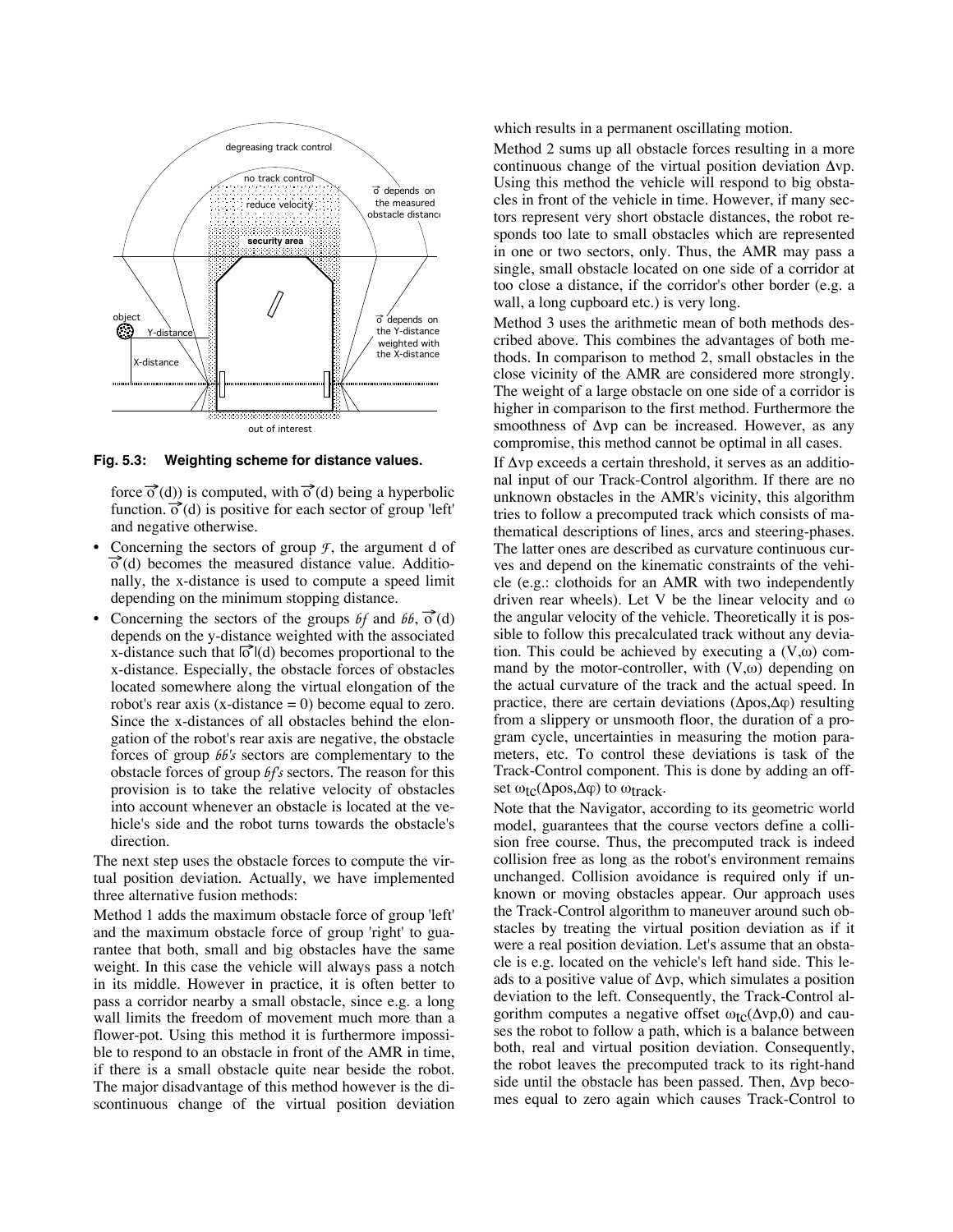**Fig. 5.3: Weighting scheme for distance values.**

force $\vec{o}(d)$) is computed, with $\vec{o}(d)$ being a hyperbolic function. $\vec{o}(d)$ is positive for each sector of group 'left' and negative otherwise.

- Concerning the sectors of group $\mathcal{F}$, the argument d of $\vec{o}(d)$ becomes the measured distance value. Additionally, the x-distance is used to compute a speed limit depending on the minimum stopping distance.
- Concerning the sectors of the groups $\mathcal{bf}$ and $\mathcal{bb}$, $\vec{o}(d)$ depends on the y-distance weighted with the associated x-distance such that $|\vec{o}|(d)$ becomes proportional to the x-distance. Especially, the obstacle forces of obstacles located somewhere along the virtual elongation of the robot's rear axis (x-distance = 0) become equal to zero. Since the x-distances of all obstacles behind the elongation of the robot's rear axis are negative, the obstacle forces of group $\mathcal{bb}$'s sectors are complementary to the obstacle forces of group $\mathcal{bf}$'s sectors. The reason for this provision is to take the relative velocity of obstacles into account whenever an obstacle is located at the vehicle's side and the robot turns towards the obstacle's direction.

The next step uses the obstacle forces to compute the virtual position deviation. Actually, we have implemented three alternative fusion methods:

Method 1 adds the maximum obstacle force of group 'left' and the maximum obstacle force of group 'right' to guarantee that both, small and big obstacles have the same weight. In this case the vehicle will always pass a notch in its middle. However in practice, it is often better to pass a corridor nearby a small obstacle, since e.g. a long wall limits the freedom of movement much more than a flower-pot. Using this method it is furthermore impossible to respond to an obstacle in front of the AMR in time, if there is a small obstacle quite near beside the robot. The major disadvantage of this method however is the discontinuous change of the virtual position deviation which results in a permanent oscillating motion.

Method 2 sums up all obstacle forces resulting in a more continuous change of the virtual position deviation $\Delta vp$. Using this method the vehicle will respond to big obstacles in front of the vehicle in time. However, if many sectors represent very short obstacle distances, the robot responds too late to small obstacles which are represented in one or two sectors, only. Thus, the AMR may pass a single, small obstacle located on one side of a corridor at too close a distance, if the corridor's other border (e.g. a wall, a long cupboard etc.) is very long.

Method 3 uses the arithmetic mean of both methods described above. This combines the advantages of both methods. In comparison to method 2, small obstacles in the close vicinity of the AMR are considered more strongly. The weight of a large obstacle on one side of a corridor is higher in comparison to the first method. Furthermore the smoothness of $\Delta vp$ can be increased. However, as any compromise, this method cannot be optimal in all cases.

If $\Delta vp$ exceeds a certain threshold, it serves as an additional input of our Track-Control algorithm. If there are no unknown obstacles in the AMR's vicinity, this algorithm tries to follow a precomputed track which consists of mathematical descriptions of lines, arcs and steering-phases. The latter ones are described as curvature continuous curves and depend on the kinematic constraints of the vehicle (e.g.: clothoids for an AMR with two independently driven rear wheels). Let V be the linear velocity and $\omega$ the angular velocity of the vehicle. Theoretically it is possible to follow this precalculated track without any deviation. This could be achieved by executing a $(V,\omega)$ command by the motor-controller, with $(V,\omega)$ depending on the actual curvature of the track and the actual speed. In practice, there are certain deviations $(\Delta pos,\Delta\varphi)$ resulting from a slippery or unsmooth floor, the duration of a program cycle, uncertainties in measuring the motion parameters, etc. To control these deviations is task of the Track-Control component. This is done by adding an offset $\omega_{tc}(\Delta pos,\Delta\varphi)$ to $\omega_{track}$.

Note that the Navigator, according to its geometric world model, guarantees that the course vectors define a collision free course. Thus, the precomputed track is indeed collision free as long as the robot's environment remains unchanged. Collision avoidance is required only if unknown or moving obstacles appear. Our approach uses the Track-Control algorithm to maneuver around such obstacles by treating the virtual position deviation as if it were a real position deviation. Let's assume that an obstacle is e.g. located on the vehicle's left hand side. This leads to a positive value of $\Delta vp$, which simulates a position deviation to the left. Consequently, the Track-Control algorithm computes a negative offset $\omega_{tc}(\Delta vp,0)$ and causes the robot to follow a path, which is a balance between both, real and virtual position deviation. Consequently, the robot leaves the precomputed track to its right-hand side until the obstacle has been passed. Then, $\Delta vp$ becomes equal to zero again which causes Track-Control to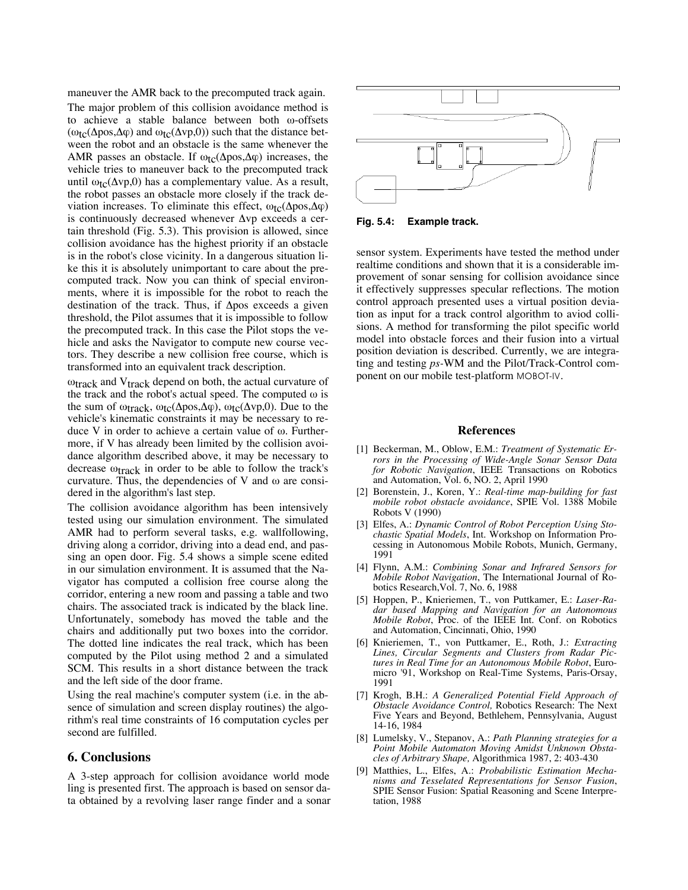maneuver the AMR back to the precomputed track again.

The major problem of this collision avoidance method is to achieve a stable balance between both ω-offsets ($\omega_{tc}(\Delta pos,\Delta\varphi)$ and $\omega_{tc}(\Delta vp,0)$) such that the distance between the robot and an obstacle is the same whenever the AMR passes an obstacle. If $\omega_{tc}(\Delta pos,\Delta\varphi)$ increases, the vehicle tries to maneuver back to the precomputed track until $\omega_{tc}(\Delta vp,0)$ has a complementary value. As a result, the robot passes an obstacle more closely if the track deviation increases. To eliminate this effect, $\omega_{tc}(\Delta pos,\Delta\varphi)$ is continuously decreased whenever $\Delta vp$ exceeds a certain threshold (Fig. 5.3). This provision is allowed, since collision avoidance has the highest priority if an obstacle is in the robot's close vicinity. In a dangerous situation like this it is absolutely unimportant to care about the precomputed track. Now you can think of special environments, where it is impossible for the robot to reach the destination of the track. Thus, if $\Delta pos$ exceeds a given threshold, the Pilot assumes that it is impossible to follow the precomputed track. In this case the Pilot stops the vehicle and asks the Navigator to compute new course vectors. They describe a new collision free course, which is transformed into an equivalent track description.

$\omega_{track}$ and $V_{track}$ depend on both, the actual curvature of the track and the robot's actual speed. The computed ω is the sum of $\omega_{track}$, $\omega_{tc}(\Delta pos,\Delta\varphi)$, $\omega_{tc}(\Delta vp,0)$. Due to the vehicle's kinematic constraints it may be necessary to reduce V in order to achieve a certain value of ω. Furthermore, if V has already been limited by the collision avoidance algorithm described above, it may be necessary to decrease $\omega_{track}$ in order to be able to follow the track's curvature. Thus, the dependencies of V and ω are considered in the algorithm's last step.

The collision avoidance algorithm has been intensively tested using our simulation environment. The simulated AMR had to perform several tasks, e.g. wallfollowing, driving along a corridor, driving into a dead end, and passing an open door. Fig. 5.4 shows a simple scene edited in our simulation environment. It is assumed that the Navigator has computed a collision free course along the corridor, entering a new room and passing a table and two chairs. The associated track is indicated by the black line. Unfortunately, somebody has moved the table and the chairs and additionally put two boxes into the corridor. The dotted line indicates the real track, which has been computed by the Pilot using method 2 and a simulated SCM. This results in a short distance between the track and the left side of the door frame.

Using the real machine's computer system (i.e. in the absence of simulation and screen display routines) the algorithm's real time constraints of 16 computation cycles per second are fulfilled.

**Fig. 5.4: Example track.**

## 6. Conclusions

A 3-step approach for collision avoidance world modeling is presented first. The approach is based on sensor data obtained by a revolving laser range finder and a sonar sensor system. Experiments have tested the method under realtime conditions and shown that it is a considerable improvement of sonar sensing for collision avoidance since it effectively suppresses specular reflections. The motion control approach presented uses a virtual position deviation as input for a track control algorithm to aviod collisions. A method for transforming the pilot specific world model into obstacle forces and their fusion into a virtual position deviation is described. Currently, we are integrating and testing *ps*-WM and the Pilot/Track-Control component on our mobile test-platform MOBOT-IV.

## References

[1] Beckerman, M., Oblow, E.M.: *Treatment of Systematic Errors in the Processing of Wide-Angle Sonar Sensor Data for Robotic Navigation*, IEEE Transactions on Robotics and Automation, Vol. 6, NO. 2, April 1990

[2] Borenstein, J., Koren, Y.: *Real-time map-building for fast mobile robot obstacle avoidance*, SPIE Vol. 1388 Mobile Robots V (1990)

[3] Elfes, A.: *Dynamic Control of Robot Perception Using Stochastic Spatial Models*, Int. Workshop on Information Processing in Autonomous Mobile Robots, Munich, Germany, 1991

[4] Flynn, A.M.: *Combining Sonar and Infrared Sensors for Mobile Robot Navigation*, The International Journal of Robotics Research,Vol. 7, No. 6, 1988

[5] Hoppen, P., Knieriemen, T., von Puttkamer, E.: *Laser-Radar based Mapping and Navigation for an Autonomous Mobile Robot*, Proc. of the IEEE Int. Conf. on Robotics and Automation, Cincinnati, Ohio, 1990

[6] Knieriemen, T., von Puttkamer, E., Roth, J.: *Extracting Lines, Circular Segments and Clusters from Radar Pictures in Real Time for an Autonomous Mobile Robot*, Euromicro '91, Workshop on Real-Time Systems, Paris-Orsay, 1991

[7] Krogh, B.H.: *A Generalized Potential Field Approach of Obstacle Avoidance Control,* Robotics Research: The Next Five Years and Beyond, Bethlehem, Pennsylvania, August 14-16, 1984

[8] Lumelsky, V., Stepanov, A.: *Path Planning strategies for a Point Mobile Automaton Moving Amidst Unknown Obstacles of Arbitrary Shape,* Algorithmica 1987, 2: 403-430

[9] Matthies, L., Elfes, A.: *Probabilistic Estimation Mechanisms and Tesselated Representations for Sensor Fusion*, SPIE Sensor Fusion: Spatial Reasoning and Scene Interpretation, 1988